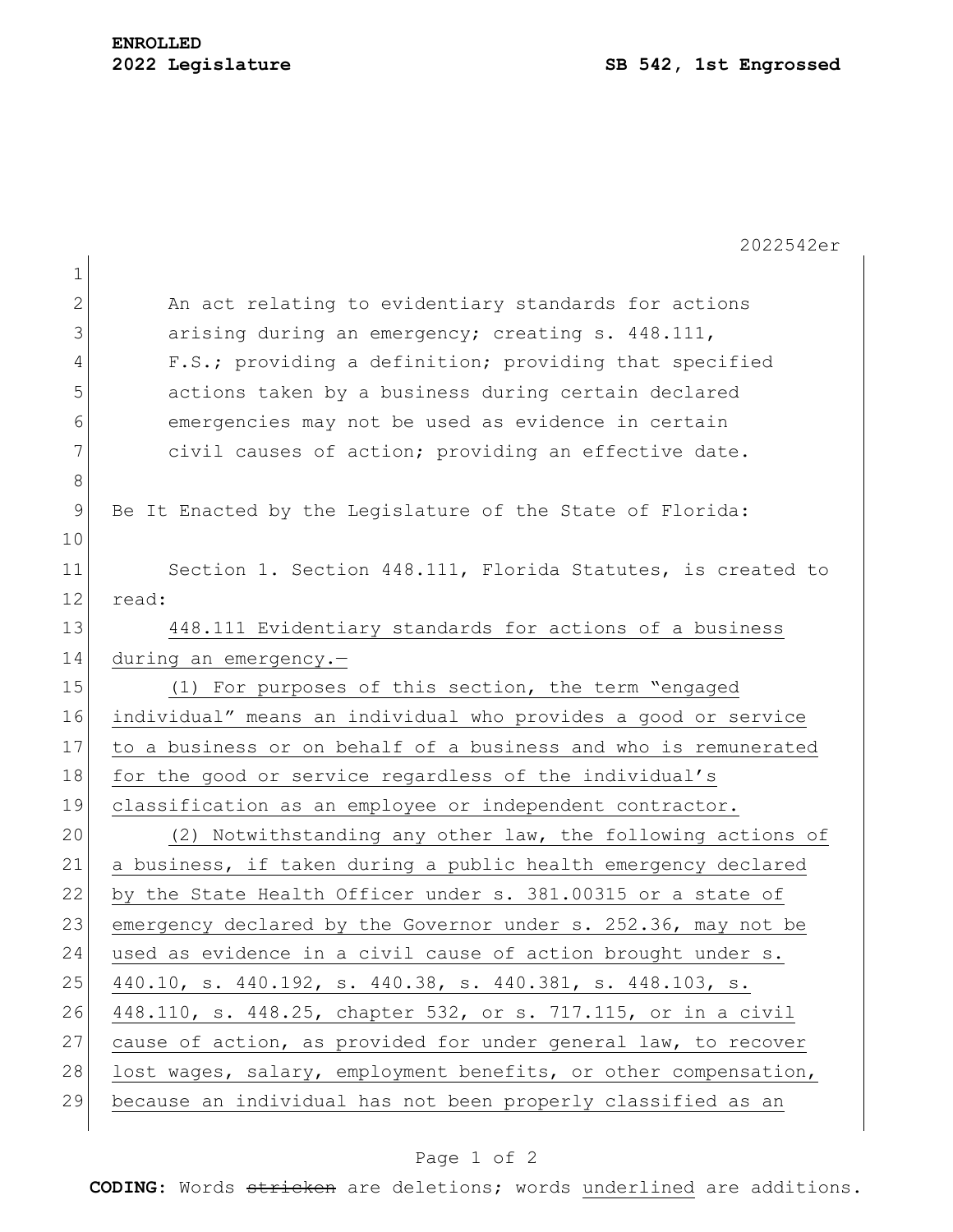**ENROLLED**
**2022 Legislature** **SB 542, 1st Engrossed**

2022542er

An act relating to evidentiary standards for actions arising during an emergency; creating s. 448.111, F.S.; providing a definition; providing that specified actions taken by a business during certain declared emergencies may not be used as evidence in certain civil causes of action; providing an effective date.

Be It Enacted by the Legislature of the State of Florida:

Section 1. Section 448.111, Florida Statutes, is created to read:

448.111 Evidentiary standards for actions of a business during an emergency.—

(1) For purposes of this section, the term "engaged individual" means an individual who provides a good or service to a business or on behalf of a business and who is remunerated for the good or service regardless of the individual's classification as an employee or independent contractor.

(2) Notwithstanding any other law, the following actions of a business, if taken during a public health emergency declared by the State Health Officer under s. 381.00315 or a state of emergency declared by the Governor under s. 252.36, may not be used as evidence in a civil cause of action brought under s. 440.10, s. 440.192, s. 440.38, s. 440.381, s. 448.103, s. 448.110, s. 448.25, chapter 532, or s. 717.115, or in a civil cause of action, as provided for under general law, to recover lost wages, salary, employment benefits, or other compensation, because an individual has not been properly classified as an

**CODING:** Words ~~stricken~~ are deletions; words underlined are additions.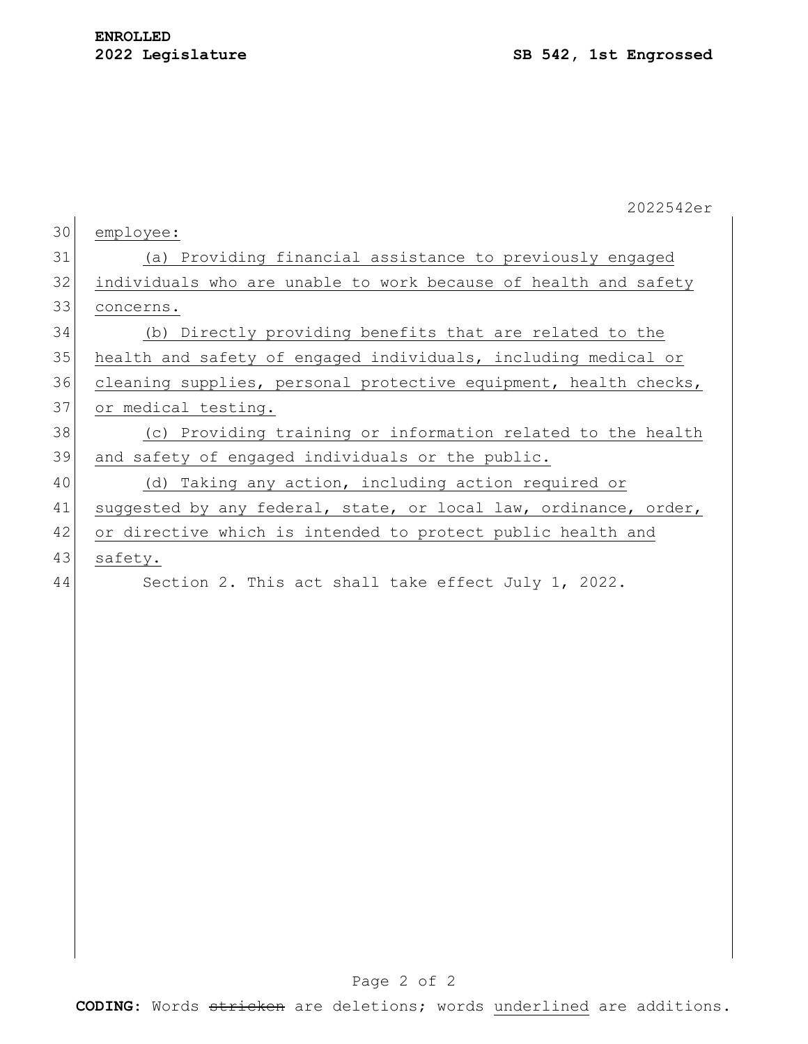employee:

(a) Providing financial assistance to previously engaged individuals who are unable to work because of health and safety concerns.

(b) Directly providing benefits that are related to the health and safety of engaged individuals, including medical or cleaning supplies, personal protective equipment, health checks, or medical testing.

(c) Providing training or information related to the health and safety of engaged individuals or the public.

(d) Taking any action, including action required or suggested by any federal, state, or local law, ordinance, order, or directive which is intended to protect public health and safety.

Section 2. This act shall take effect July 1, 2022.

**CODING:** Words ~~stricken~~ are deletions; words underlined are additions.